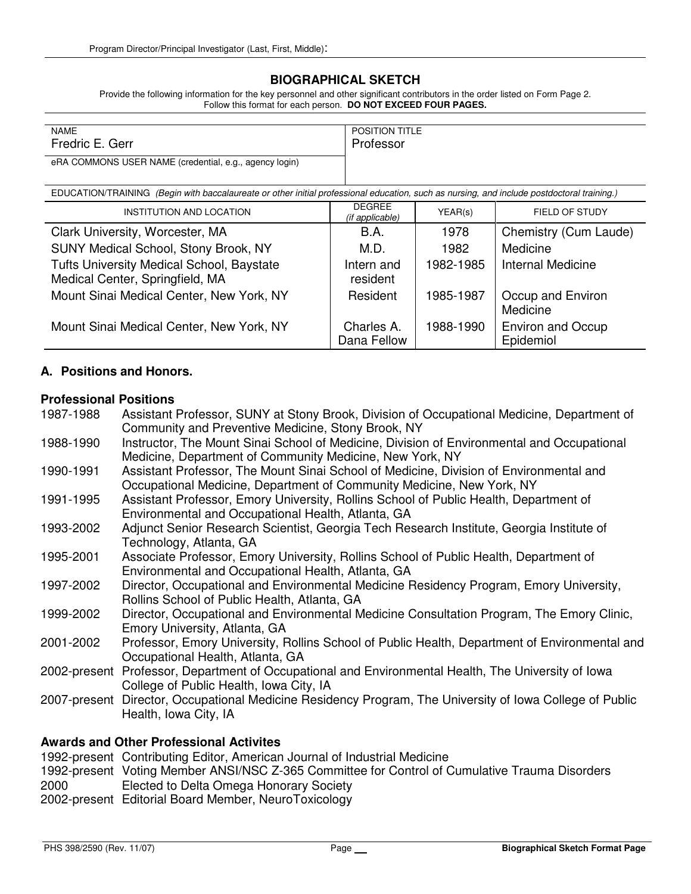Program Director/Principal Investigator (Last, First, Middle):

# BIOGRAPHICAL SKETCH

Provide the following information for the key personnel and other significant contributors in the order listed on Form Page 2.
Follow this format for each person. **DO NOT EXCEED FOUR PAGES.**

| NAME | POSITION TITLE |
|---|---|
| Fredric E. Gerr | Professor |
| eRA COMMONS USER NAME (credential, e.g., agency login) | |

EDUCATION/TRAINING *(Begin with baccalaureate or other initial professional education, such as nursing, and include postdoctoral training.)*

| INSTITUTION AND LOCATION | DEGREE *(if applicable)* | YEAR(s) | FIELD OF STUDY |
|---|---|---|---|
| Clark University, Worcester, MA | B.A. | 1978 | Chemistry (Cum Laude) |
| SUNY Medical School, Stony Brook, NY | M.D. | 1982 | Medicine |
| Tufts University Medical School, Baystate Medical Center, Springfield, MA | Intern and resident | 1982-1985 | Internal Medicine |
| Mount Sinai Medical Center, New York, NY | Resident | 1985-1987 | Occup and Environ Medicine |
| Mount Sinai Medical Center, New York, NY | Charles A. Dana Fellow | 1988-1990 | Environ and Occup Epidemiol |

## A. Positions and Honors.

### Professional Positions

- 1987-1988 Assistant Professor, SUNY at Stony Brook, Division of Occupational Medicine, Department of Community and Preventive Medicine, Stony Brook, NY
- 1988-1990 Instructor, The Mount Sinai School of Medicine, Division of Environmental and Occupational Medicine, Department of Community Medicine, New York, NY
- 1990-1991 Assistant Professor, The Mount Sinai School of Medicine, Division of Environmental and Occupational Medicine, Department of Community Medicine, New York, NY
- 1991-1995 Assistant Professor, Emory University, Rollins School of Public Health, Department of Environmental and Occupational Health, Atlanta, GA
- 1993-2002 Adjunct Senior Research Scientist, Georgia Tech Research Institute, Georgia Institute of Technology, Atlanta, GA
- 1995-2001 Associate Professor, Emory University, Rollins School of Public Health, Department of Environmental and Occupational Health, Atlanta, GA
- 1997-2002 Director, Occupational and Environmental Medicine Residency Program, Emory University, Rollins School of Public Health, Atlanta, GA
- 1999-2002 Director, Occupational and Environmental Medicine Consultation Program, The Emory Clinic, Emory University, Atlanta, GA
- 2001-2002 Professor, Emory University, Rollins School of Public Health, Department of Environmental and Occupational Health, Atlanta, GA
- 2002-present Professor, Department of Occupational and Environmental Health, The University of Iowa College of Public Health, Iowa City, IA
- 2007-present Director, Occupational Medicine Residency Program, The University of Iowa College of Public Health, Iowa City, IA

### Awards and Other Professional Activites

- 1992-present Contributing Editor, American Journal of Industrial Medicine
- 1992-present Voting Member ANSI/NSC Z-365 Committee for Control of Cumulative Trauma Disorders
- 2000 Elected to Delta Omega Honorary Society
- 2002-present Editorial Board Member, NeuroToxicology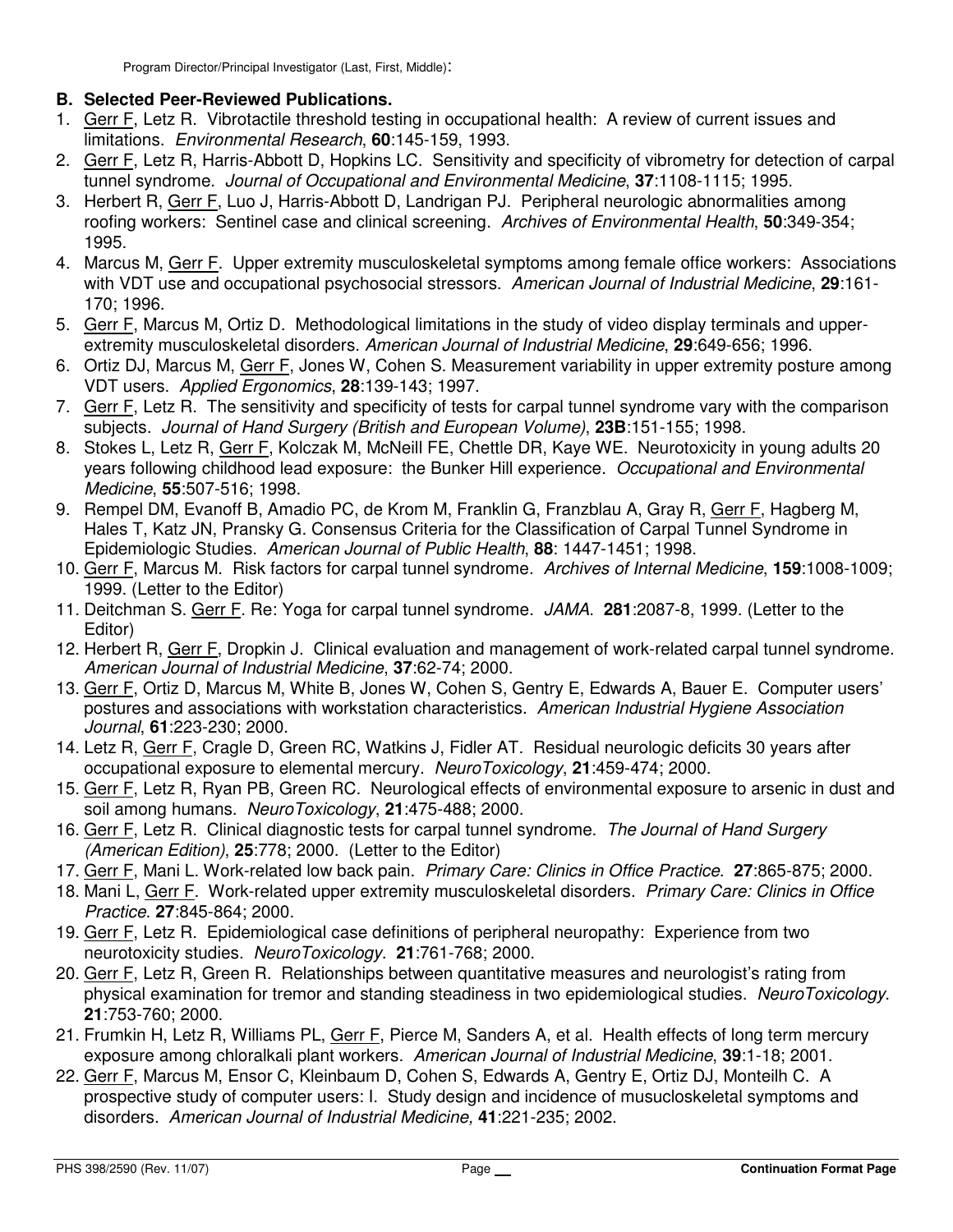## B. Selected Peer-Reviewed Publications.

1. <u>Gerr F</u>, Letz R. Vibrotactile threshold testing in occupational health: A review of current issues and limitations. *Environmental Research*, **60**:145-159, 1993.
2. <u>Gerr F</u>, Letz R, Harris-Abbott D, Hopkins LC. Sensitivity and specificity of vibrometry for detection of carpal tunnel syndrome. *Journal of Occupational and Environmental Medicine*, **37**:1108-1115; 1995.
3. Herbert R, <u>Gerr F</u>, Luo J, Harris-Abbott D, Landrigan PJ. Peripheral neurologic abnormalities among roofing workers: Sentinel case and clinical screening. *Archives of Environmental Health*, **50**:349-354; 1995.
4. Marcus M, <u>Gerr F</u>. Upper extremity musculoskeletal symptoms among female office workers: Associations with VDT use and occupational psychosocial stressors. *American Journal of Industrial Medicine*, **29**:161-170; 1996.
5. <u>Gerr F</u>, Marcus M, Ortiz D. Methodological limitations in the study of video display terminals and upper-extremity musculoskeletal disorders. *American Journal of Industrial Medicine*, **29**:649-656; 1996.
6. Ortiz DJ, Marcus M, <u>Gerr F</u>, Jones W, Cohen S. Measurement variability in upper extremity posture among VDT users. *Applied Ergonomics*, **28**:139-143; 1997.
7. <u>Gerr F</u>, Letz R. The sensitivity and specificity of tests for carpal tunnel syndrome vary with the comparison subjects. *Journal of Hand Surgery (British and European Volume)*, **23B**:151-155; 1998.
8. Stokes L, Letz R, <u>Gerr F</u>, Kolczak M, McNeill FE, Chettle DR, Kaye WE. Neurotoxicity in young adults 20 years following childhood lead exposure: the Bunker Hill experience. *Occupational and Environmental Medicine*, **55**:507-516; 1998.
9. Rempel DM, Evanoff B, Amadio PC, de Krom M, Franklin G, Franzblau A, Gray R, <u>Gerr F</u>, Hagberg M, Hales T, Katz JN, Pransky G. Consensus Criteria for the Classification of Carpal Tunnel Syndrome in Epidemiologic Studies. *American Journal of Public Health*, **88**: 1447-1451; 1998.
10. <u>Gerr F</u>, Marcus M. Risk factors for carpal tunnel syndrome. *Archives of Internal Medicine*, **159**:1008-1009; 1999. (Letter to the Editor)
11. Deitchman S. <u>Gerr F</u>. Re: Yoga for carpal tunnel syndrome. *JAMA*. **281**:2087-8, 1999. (Letter to the Editor)
12. Herbert R, <u>Gerr F</u>, Dropkin J. Clinical evaluation and management of work-related carpal tunnel syndrome. *American Journal of Industrial Medicine*, **37**:62-74; 2000.
13. <u>Gerr F</u>, Ortiz D, Marcus M, White B, Jones W, Cohen S, Gentry E, Edwards A, Bauer E. Computer users' postures and associations with workstation characteristics. *American Industrial Hygiene Association Journal*, **61**:223-230; 2000.
14. Letz R, <u>Gerr F</u>, Cragle D, Green RC, Watkins J, Fidler AT. Residual neurologic deficits 30 years after occupational exposure to elemental mercury. *NeuroToxicology*, **21**:459-474; 2000.
15. <u>Gerr F</u>, Letz R, Ryan PB, Green RC. Neurological effects of environmental exposure to arsenic in dust and soil among humans. *NeuroToxicology*, **21**:475-488; 2000.
16. <u>Gerr F</u>, Letz R. Clinical diagnostic tests for carpal tunnel syndrome. *The Journal of Hand Surgery (American Edition)*, **25**:778; 2000. (Letter to the Editor)
17. <u>Gerr F</u>, Mani L. Work-related low back pain. *Primary Care: Clinics in Office Practice*. **27**:865-875; 2000.
18. Mani L, <u>Gerr F</u>. Work-related upper extremity musculoskeletal disorders. *Primary Care: Clinics in Office Practice*. **27**:845-864; 2000.
19. <u>Gerr F</u>, Letz R. Epidemiological case definitions of peripheral neuropathy: Experience from two neurotoxicity studies. *NeuroToxicology*. **21**:761-768; 2000.
20. <u>Gerr F</u>, Letz R, Green R. Relationships between quantitative measures and neurologist's rating from physical examination for tremor and standing steadiness in two epidemiological studies. *NeuroToxicology*. **21**:753-760; 2000.
21. Frumkin H, Letz R, Williams PL, <u>Gerr F</u>, Pierce M, Sanders A, et al. Health effects of long term mercury exposure among chloralkali plant workers. *American Journal of Industrial Medicine*, **39**:1-18; 2001.
22. <u>Gerr F</u>, Marcus M, Ensor C, Kleinbaum D, Cohen S, Edwards A, Gentry E, Ortiz DJ, Monteilh C. A prospective study of computer users: I. Study design and incidence of musucloskeletal symptoms and disorders. *American Journal of Industrial Medicine,* **41**:221-235; 2002.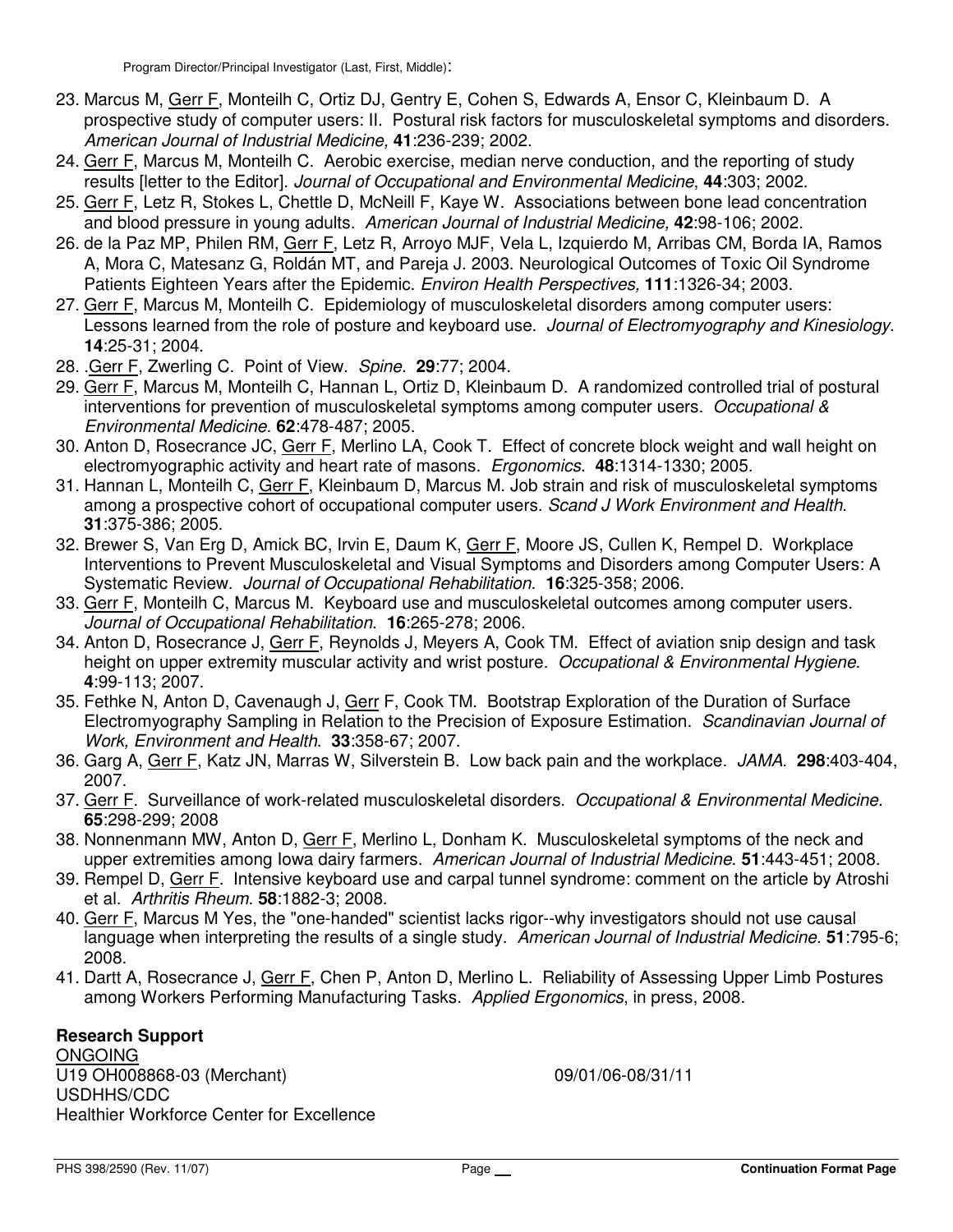23. Marcus M, Gerr F, Monteilh C, Ortiz DJ, Gentry E, Cohen S, Edwards A, Ensor C, Kleinbaum D. A prospective study of computer users: II. Postural risk factors for musculoskeletal symptoms and disorders. *American Journal of Industrial Medicine,* **41**:236-239; 2002.
24. Gerr F, Marcus M, Monteilh C. Aerobic exercise, median nerve conduction, and the reporting of study results [letter to the Editor]. *Journal of Occupational and Environmental Medicine*, **44**:303; 2002.
25. Gerr F, Letz R, Stokes L, Chettle D, McNeill F, Kaye W. Associations between bone lead concentration and blood pressure in young adults. *American Journal of Industrial Medicine,* **42**:98-106; 2002.
26. de la Paz MP, Philen RM, Gerr F, Letz R, Arroyo MJF, Vela L, Izquierdo M, Arribas CM, Borda IA, Ramos A, Mora C, Matesanz G, Roldán MT, and Pareja J. 2003. Neurological Outcomes of Toxic Oil Syndrome Patients Eighteen Years after the Epidemic. *Environ Health Perspectives,* **111**:1326-34; 2003.
27. Gerr F, Marcus M, Monteilh C. Epidemiology of musculoskeletal disorders among computer users: Lessons learned from the role of posture and keyboard use. *Journal of Electromyography and Kinesiology*. **14**:25-31; 2004.
28. .Gerr F, Zwerling C. Point of View. *Spine*. **29**:77; 2004.
29. Gerr F, Marcus M, Monteilh C, Hannan L, Ortiz D, Kleinbaum D. A randomized controlled trial of postural interventions for prevention of musculoskeletal symptoms among computer users. *Occupational & Environmental Medicine*. **62**:478-487; 2005.
30. Anton D, Rosecrance JC, Gerr F, Merlino LA, Cook T. Effect of concrete block weight and wall height on electromyographic activity and heart rate of masons. *Ergonomics*. **48**:1314-1330; 2005.
31. Hannan L, Monteilh C, Gerr F, Kleinbaum D, Marcus M. Job strain and risk of musculoskeletal symptoms among a prospective cohort of occupational computer users. *Scand J Work Environment and Health*. **31**:375-386; 2005.
32. Brewer S, Van Erg D, Amick BC, Irvin E, Daum K, Gerr F, Moore JS, Cullen K, Rempel D. Workplace Interventions to Prevent Musculoskeletal and Visual Symptoms and Disorders among Computer Users: A Systematic Review. *Journal of Occupational Rehabilitation*. **16**:325-358; 2006.
33. Gerr F, Monteilh C, Marcus M. Keyboard use and musculoskeletal outcomes among computer users. *Journal of Occupational Rehabilitation*. **16**:265-278; 2006.
34. Anton D, Rosecrance J, Gerr F, Reynolds J, Meyers A, Cook TM. Effect of aviation snip design and task height on upper extremity muscular activity and wrist posture. *Occupational & Environmental Hygiene*. **4**:99-113; 2007.
35. Fethke N, Anton D, Cavenaugh J, Gerr F, Cook TM. Bootstrap Exploration of the Duration of Surface Electromyography Sampling in Relation to the Precision of Exposure Estimation. *Scandinavian Journal of Work, Environment and Health*. **33**:358-67; 2007.
36. Garg A, Gerr F, Katz JN, Marras W, Silverstein B. Low back pain and the workplace. *JAMA*. **298**:403-404, 2007.
37. Gerr F. Surveillance of work-related musculoskeletal disorders. *Occupational & Environmental Medicine*. **65**:298-299; 2008
38. Nonnenmann MW, Anton D, Gerr F, Merlino L, Donham K. Musculoskeletal symptoms of the neck and upper extremities among Iowa dairy farmers. *American Journal of Industrial Medicine*. **51**:443-451; 2008.
39. Rempel D, Gerr F. Intensive keyboard use and carpal tunnel syndrome: comment on the article by Atroshi et al. *Arthritis Rheum*. **58**:1882-3; 2008.
40. Gerr F, Marcus M Yes, the "one-handed" scientist lacks rigor--why investigators should not use causal language when interpreting the results of a single study. *American Journal of Industrial Medicine*. **51**:795-6; 2008.
41. Dartt A, Rosecrance J, Gerr F, Chen P, Anton D, Merlino L. Reliability of Assessing Upper Limb Postures among Workers Performing Manufacturing Tasks. *Applied Ergonomics*, in press, 2008.

**Research Support**

ONGOING

U19 OH008868-03 (Merchant) 09/01/06-08/31/11
USDHHS/CDC
Healthier Workforce Center for Excellence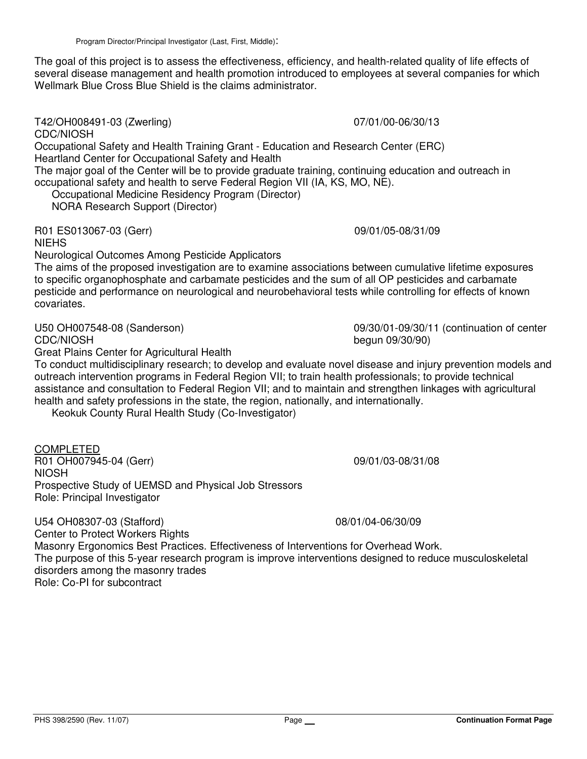Program Director/Principal Investigator (Last, First, Middle):

The goal of this project is to assess the effectiveness, efficiency, and health-related quality of life effects of several disease management and health promotion introduced to employees at several companies for which Wellmark Blue Cross Blue Shield is the claims administrator.

T42/OH008491-03 (Zwerling) 07/01/00-06/30/13
CDC/NIOSH
Occupational Safety and Health Training Grant - Education and Research Center (ERC)
Heartland Center for Occupational Safety and Health
The major goal of the Center will be to provide graduate training, continuing education and outreach in occupational safety and health to serve Federal Region VII (IA, KS, MO, NE).
Occupational Medicine Residency Program (Director)
NORA Research Support (Director)

R01 ES013067-03 (Gerr) 09/01/05-08/31/09
NIEHS
Neurological Outcomes Among Pesticide Applicators
The aims of the proposed investigation are to examine associations between cumulative lifetime exposures to specific organophosphate and carbamate pesticides and the sum of all OP pesticides and carbamate pesticide and performance on neurological and neurobehavioral tests while controlling for effects of known covariates.

U50 OH007548-08 (Sanderson) 09/30/01-09/30/11 (continuation of center begun 09/30/90)
CDC/NIOSH
Great Plains Center for Agricultural Health
To conduct multidisciplinary research; to develop and evaluate novel disease and injury prevention models and outreach intervention programs in Federal Region VII; to train health professionals; to provide technical assistance and consultation to Federal Region VII; and to maintain and strengthen linkages with agricultural health and safety professions in the state, the region, nationally, and internationally.
Keokuk County Rural Health Study (Co-Investigator)

COMPLETED
R01 OH007945-04 (Gerr) 09/01/03-08/31/08
NIOSH
Prospective Study of UEMSD and Physical Job Stressors
Role: Principal Investigator

U54 OH08307-03 (Stafford) 08/01/04-06/30/09
Center to Protect Workers Rights
Masonry Ergonomics Best Practices. Effectiveness of Interventions for Overhead Work.
The purpose of this 5-year research program is improve interventions designed to reduce musculoskeletal disorders among the masonry trades
Role: Co-PI for subcontract